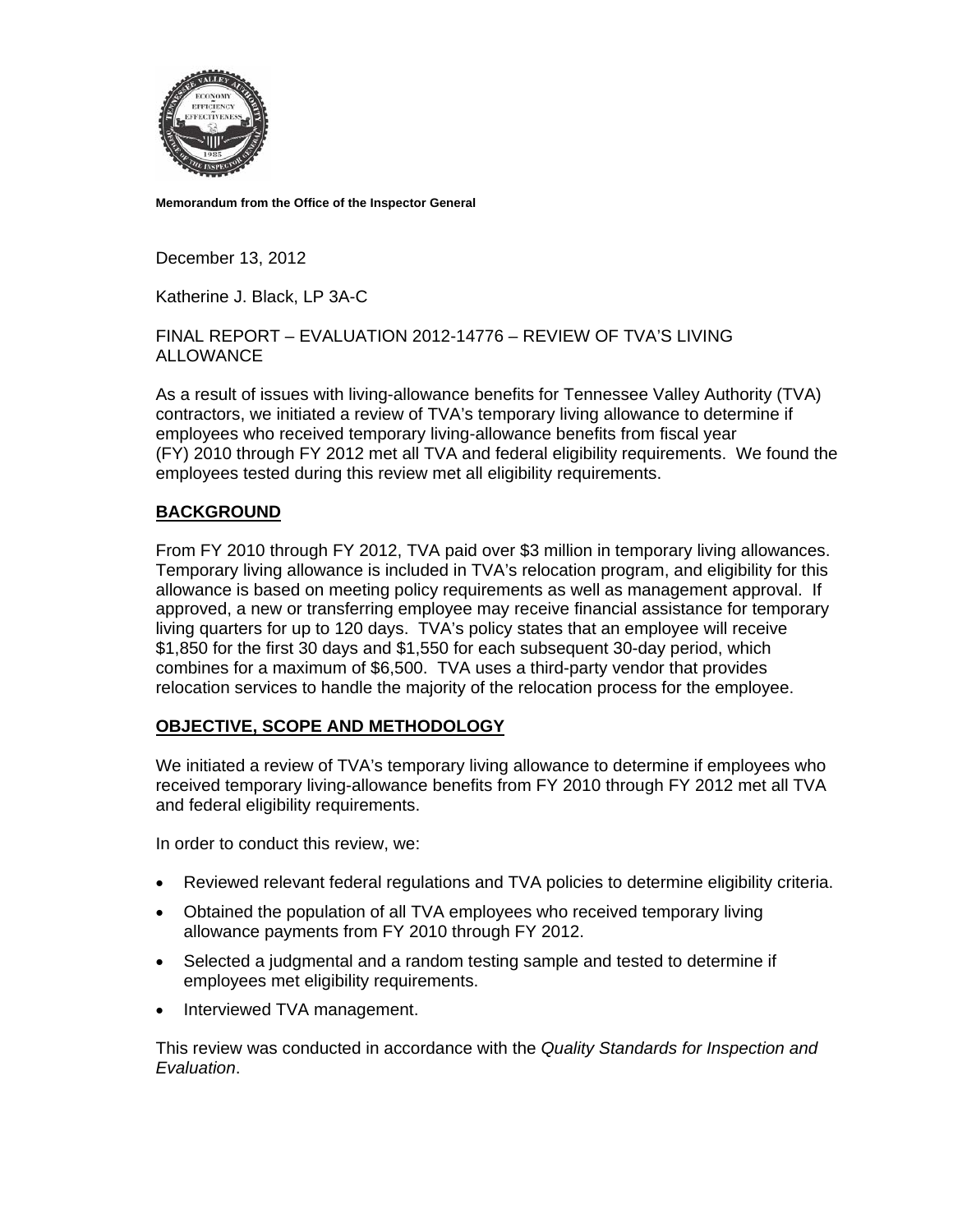**Memorandum from the Office of the Inspector General**

December 13, 2012

Katherine J. Black, LP 3A-C

FINAL REPORT – EVALUATION 2012-14776 – REVIEW OF TVA'S LIVING ALLOWANCE

As a result of issues with living-allowance benefits for Tennessee Valley Authority (TVA) contractors, we initiated a review of TVA's temporary living allowance to determine if employees who received temporary living-allowance benefits from fiscal year (FY) 2010 through FY 2012 met all TVA and federal eligibility requirements. We found the employees tested during this review met all eligibility requirements.

## BACKGROUND

From FY 2010 through FY 2012, TVA paid over $3 million in temporary living allowances. Temporary living allowance is included in TVA's relocation program, and eligibility for this allowance is based on meeting policy requirements as well as management approval. If approved, a new or transferring employee may receive financial assistance for temporary living quarters for up to 120 days. TVA's policy states that an employee will receive $1,850 for the first 30 days and $1,550 for each subsequent 30-day period, which combines for a maximum of $6,500. TVA uses a third-party vendor that provides relocation services to handle the majority of the relocation process for the employee.

## OBJECTIVE, SCOPE AND METHODOLOGY

We initiated a review of TVA's temporary living allowance to determine if employees who received temporary living-allowance benefits from FY 2010 through FY 2012 met all TVA and federal eligibility requirements.

In order to conduct this review, we:

- Reviewed relevant federal regulations and TVA policies to determine eligibility criteria.
- Obtained the population of all TVA employees who received temporary living allowance payments from FY 2010 through FY 2012.
- Selected a judgmental and a random testing sample and tested to determine if employees met eligibility requirements.
- Interviewed TVA management.

This review was conducted in accordance with the *Quality Standards for Inspection and Evaluation*.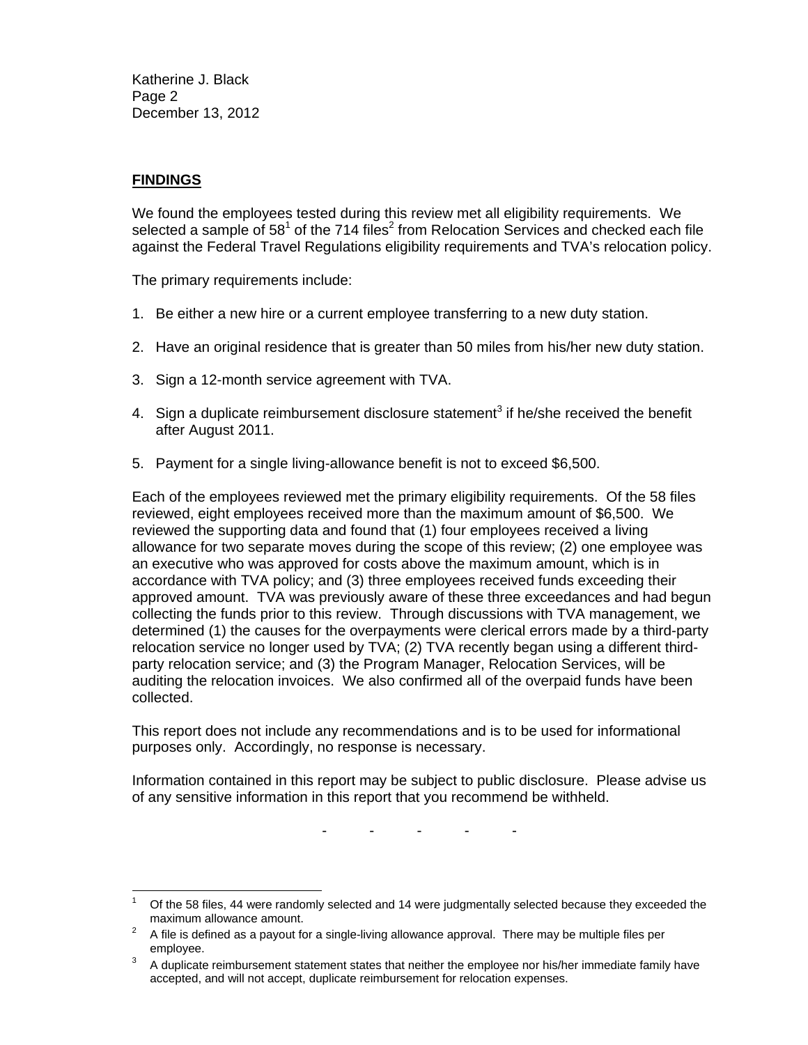## FINDINGS

We found the employees tested during this review met all eligibility requirements. We selected a sample of 58[1] of the 714 files[2] from Relocation Services and checked each file against the Federal Travel Regulations eligibility requirements and TVA's relocation policy.

The primary requirements include:

1. Be either a new hire or a current employee transferring to a new duty station.

2. Have an original residence that is greater than 50 miles from his/her new duty station.

3. Sign a 12-month service agreement with TVA.

4. Sign a duplicate reimbursement disclosure statement[3] if he/she received the benefit after August 2011.

5. Payment for a single living-allowance benefit is not to exceed $6,500.

Each of the employees reviewed met the primary eligibility requirements. Of the 58 files reviewed, eight employees received more than the maximum amount of $6,500. We reviewed the supporting data and found that (1) four employees received a living allowance for two separate moves during the scope of this review; (2) one employee was an executive who was approved for costs above the maximum amount, which is in accordance with TVA policy; and (3) three employees received funds exceeding their approved amount. TVA was previously aware of these three exceedances and had begun collecting the funds prior to this review. Through discussions with TVA management, we determined (1) the causes for the overpayments were clerical errors made by a third-party relocation service no longer used by TVA; (2) TVA recently began using a different third-party relocation service; and (3) the Program Manager, Relocation Services, will be auditing the relocation invoices. We also confirmed all of the overpaid funds have been collected.

This report does not include any recommendations and is to be used for informational purposes only. Accordingly, no response is necessary.

Information contained in this report may be subject to public disclosure. Please advise us of any sensitive information in this report that you recommend be withheld.

\- - - - -

---

[1] Of the 58 files, 44 were randomly selected and 14 were judgmentally selected because they exceeded the maximum allowance amount.

[2] A file is defined as a payout for a single-living allowance approval. There may be multiple files per employee.

[3] A duplicate reimbursement statement states that neither the employee nor his/her immediate family have accepted, and will not accept, duplicate reimbursement for relocation expenses.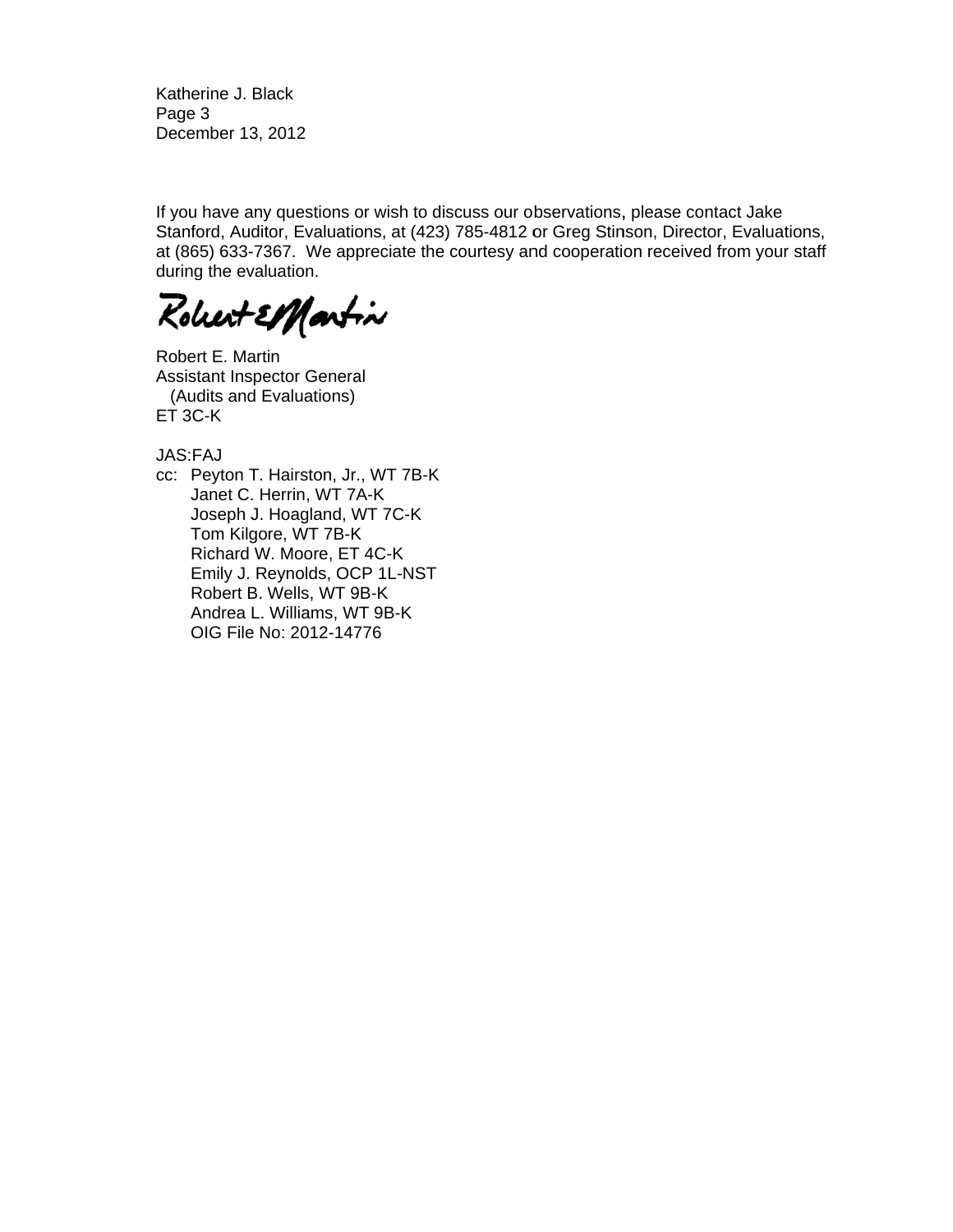Katherine J. Black
Page 3
December 13, 2012

If you have any questions or wish to discuss our observations, please contact Jake Stanford, Auditor, Evaluations, at (423) 785-4812 or Greg Stinson, Director, Evaluations, at (865) 633-7367. We appreciate the courtesy and cooperation received from your staff during the evaluation.

Robert E. Martin
Assistant Inspector General
(Audits and Evaluations)
ET 3C-K

JAS:FAJ

cc: Peyton T. Hairston, Jr., WT 7B-K
Janet C. Herrin, WT 7A-K
Joseph J. Hoagland, WT 7C-K
Tom Kilgore, WT 7B-K
Richard W. Moore, ET 4C-K
Emily J. Reynolds, OCP 1L-NST
Robert B. Wells, WT 9B-K
Andrea L. Williams, WT 9B-K
OIG File No: 2012-14776